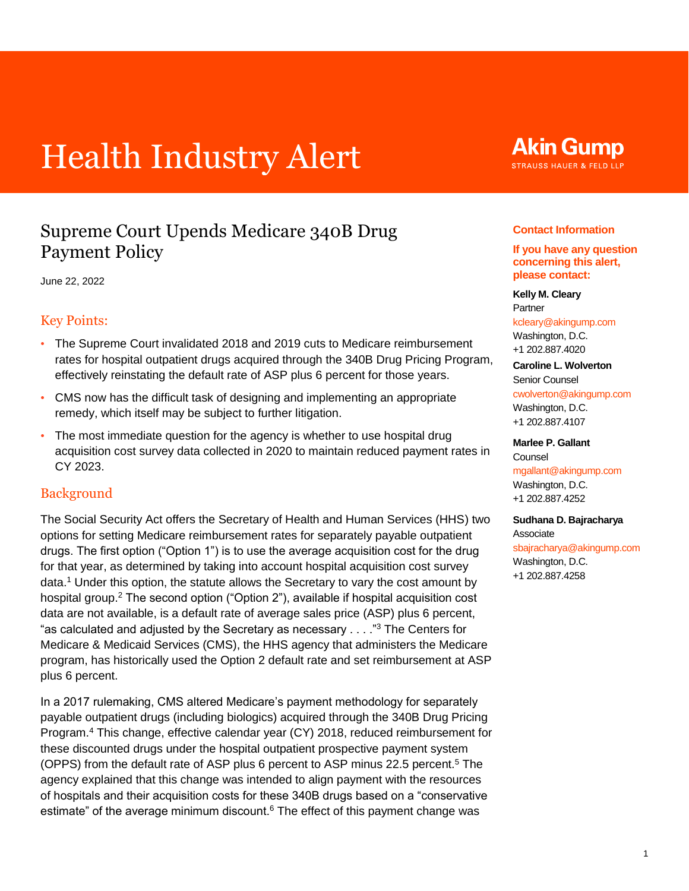# Health Industry Alert

Akin Gump STRAUSS HAUER & FELD LLP

## Supreme Court Upends Medicare 340B Drug Payment Policy

June 22, 2022

### Key Points:

- The Supreme Court invalidated 2018 and 2019 cuts to Medicare reimbursement rates for hospital outpatient drugs acquired through the 340B Drug Pricing Program, effectively reinstating the default rate of ASP plus 6 percent for those years.
- CMS now has the difficult task of designing and implementing an appropriate remedy, which itself may be subject to further litigation.
- The most immediate question for the agency is whether to use hospital drug acquisition cost survey data collected in 2020 to maintain reduced payment rates in CY 2023.

### Background

The Social Security Act offers the Secretary of Health and Human Services (HHS) two options for setting Medicare reimbursement rates for separately payable outpatient drugs. The first option ("Option 1") is to use the average acquisition cost for the drug for that year, as determined by taking into account hospital acquisition cost survey data.[1] Under this option, the statute allows the Secretary to vary the cost amount by hospital group.[2] The second option ("Option 2"), available if hospital acquisition cost data are not available, is a default rate of average sales price (ASP) plus 6 percent, "as calculated and adjusted by the Secretary as necessary . . . ."[3] The Centers for Medicare & Medicaid Services (CMS), the HHS agency that administers the Medicare program, has historically used the Option 2 default rate and set reimbursement at ASP plus 6 percent.

In a 2017 rulemaking, CMS altered Medicare's payment methodology for separately payable outpatient drugs (including biologics) acquired through the 340B Drug Pricing Program.[4] This change, effective calendar year (CY) 2018, reduced reimbursement for these discounted drugs under the hospital outpatient prospective payment system (OPPS) from the default rate of ASP plus 6 percent to ASP minus 22.5 percent.[5] The agency explained that this change was intended to align payment with the resources of hospitals and their acquisition costs for these 340B drugs based on a "conservative estimate" of the average minimum discount.[6] The effect of this payment change was

**Contact Information**

**If you have any question concerning this alert, please contact:**

**Kelly M. Cleary**
Partner
kcleary@akingump.com
Washington, D.C.
+1 202.887.4020

**Caroline L. Wolverton**
Senior Counsel
cwolverton@akingump.com
Washington, D.C.
+1 202.887.4107

**Marlee P. Gallant**
Counsel
mgallant@akingump.com
Washington, D.C.
+1 202.887.4252

**Sudhana D. Bajracharya**
Associate
sbajracharya@akingump.com
Washington, D.C.
+1 202.887.4258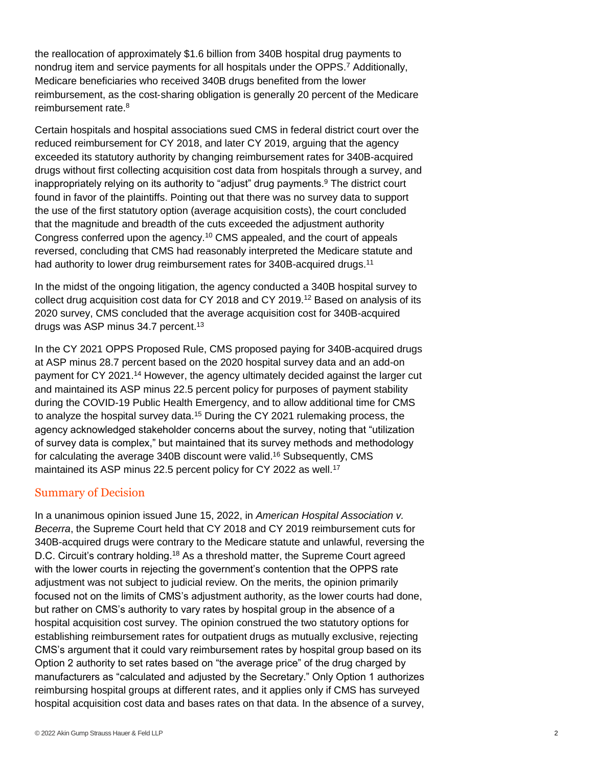the reallocation of approximately $1.6 billion from 340B hospital drug payments to nondrug item and service payments for all hospitals under the OPPS.[7] Additionally, Medicare beneficiaries who received 340B drugs benefited from the lower reimbursement, as the cost-sharing obligation is generally 20 percent of the Medicare reimbursement rate.[8]

Certain hospitals and hospital associations sued CMS in federal district court over the reduced reimbursement for CY 2018, and later CY 2019, arguing that the agency exceeded its statutory authority by changing reimbursement rates for 340B-acquired drugs without first collecting acquisition cost data from hospitals through a survey, and inappropriately relying on its authority to "adjust" drug payments.[9] The district court found in favor of the plaintiffs. Pointing out that there was no survey data to support the use of the first statutory option (average acquisition costs), the court concluded that the magnitude and breadth of the cuts exceeded the adjustment authority Congress conferred upon the agency.[10] CMS appealed, and the court of appeals reversed, concluding that CMS had reasonably interpreted the Medicare statute and had authority to lower drug reimbursement rates for 340B-acquired drugs.[11]

In the midst of the ongoing litigation, the agency conducted a 340B hospital survey to collect drug acquisition cost data for CY 2018 and CY 2019.[12] Based on analysis of its 2020 survey, CMS concluded that the average acquisition cost for 340B-acquired drugs was ASP minus 34.7 percent.[13]

In the CY 2021 OPPS Proposed Rule, CMS proposed paying for 340B-acquired drugs at ASP minus 28.7 percent based on the 2020 hospital survey data and an add-on payment for CY 2021.[14] However, the agency ultimately decided against the larger cut and maintained its ASP minus 22.5 percent policy for purposes of payment stability during the COVID-19 Public Health Emergency, and to allow additional time for CMS to analyze the hospital survey data.[15] During the CY 2021 rulemaking process, the agency acknowledged stakeholder concerns about the survey, noting that "utilization of survey data is complex," but maintained that its survey methods and methodology for calculating the average 340B discount were valid.[16] Subsequently, CMS maintained its ASP minus 22.5 percent policy for CY 2022 as well.[17]

## Summary of Decision

In a unanimous opinion issued June 15, 2022, in *American Hospital Association v. Becerra*, the Supreme Court held that CY 2018 and CY 2019 reimbursement cuts for 340B-acquired drugs were contrary to the Medicare statute and unlawful, reversing the D.C. Circuit's contrary holding.[18] As a threshold matter, the Supreme Court agreed with the lower courts in rejecting the government's contention that the OPPS rate adjustment was not subject to judicial review. On the merits, the opinion primarily focused not on the limits of CMS's adjustment authority, as the lower courts had done, but rather on CMS's authority to vary rates by hospital group in the absence of a hospital acquisition cost survey. The opinion construed the two statutory options for establishing reimbursement rates for outpatient drugs as mutually exclusive, rejecting CMS's argument that it could vary reimbursement rates by hospital group based on its Option 2 authority to set rates based on "the average price" of the drug charged by manufacturers as "calculated and adjusted by the Secretary." Only Option 1 authorizes reimbursing hospital groups at different rates, and it applies only if CMS has surveyed hospital acquisition cost data and bases rates on that data. In the absence of a survey,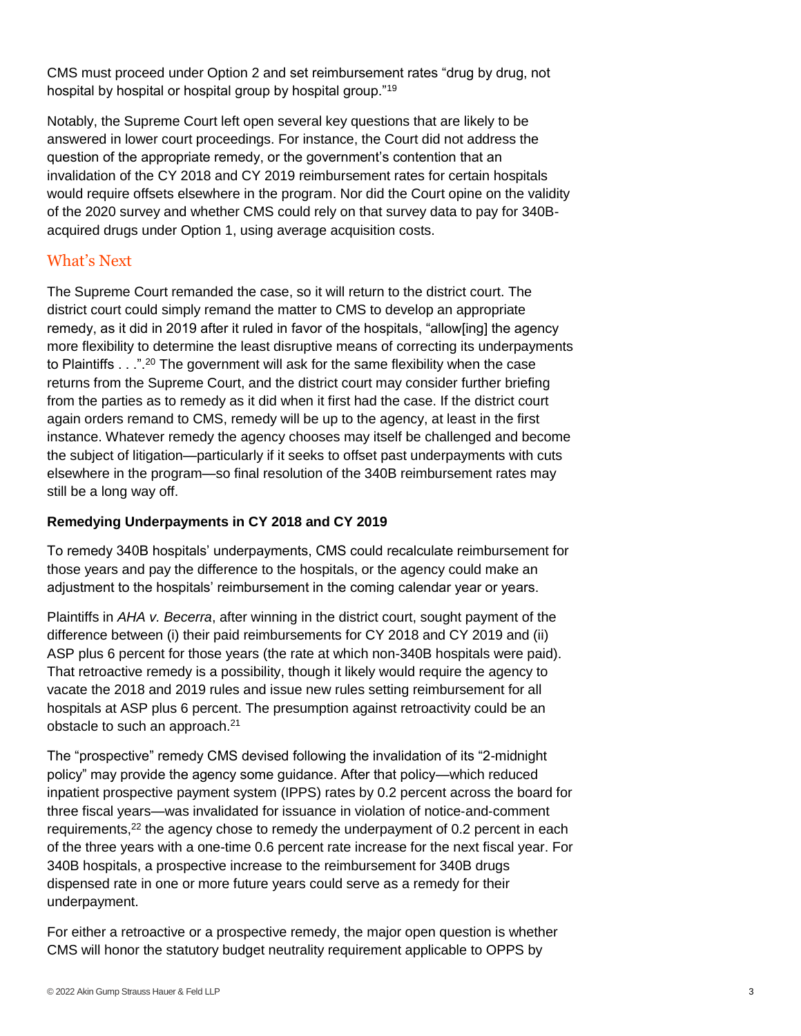CMS must proceed under Option 2 and set reimbursement rates "drug by drug, not hospital by hospital or hospital group by hospital group."[19]

Notably, the Supreme Court left open several key questions that are likely to be answered in lower court proceedings. For instance, the Court did not address the question of the appropriate remedy, or the government's contention that an invalidation of the CY 2018 and CY 2019 reimbursement rates for certain hospitals would require offsets elsewhere in the program. Nor did the Court opine on the validity of the 2020 survey and whether CMS could rely on that survey data to pay for 340B-acquired drugs under Option 1, using average acquisition costs.

## What's Next

The Supreme Court remanded the case, so it will return to the district court. The district court could simply remand the matter to CMS to develop an appropriate remedy, as it did in 2019 after it ruled in favor of the hospitals, "allow[ing] the agency more flexibility to determine the least disruptive means of correcting its underpayments to Plaintiffs . . .".[20] The government will ask for the same flexibility when the case returns from the Supreme Court, and the district court may consider further briefing from the parties as to remedy as it did when it first had the case. If the district court again orders remand to CMS, remedy will be up to the agency, at least in the first instance. Whatever remedy the agency chooses may itself be challenged and become the subject of litigation—particularly if it seeks to offset past underpayments with cuts elsewhere in the program—so final resolution of the 340B reimbursement rates may still be a long way off.

### Remedying Underpayments in CY 2018 and CY 2019

To remedy 340B hospitals' underpayments, CMS could recalculate reimbursement for those years and pay the difference to the hospitals, or the agency could make an adjustment to the hospitals' reimbursement in the coming calendar year or years.

Plaintiffs in *AHA v. Becerra*, after winning in the district court, sought payment of the difference between (i) their paid reimbursements for CY 2018 and CY 2019 and (ii) ASP plus 6 percent for those years (the rate at which non-340B hospitals were paid). That retroactive remedy is a possibility, though it likely would require the agency to vacate the 2018 and 2019 rules and issue new rules setting reimbursement for all hospitals at ASP plus 6 percent. The presumption against retroactivity could be an obstacle to such an approach.[21]

The "prospective" remedy CMS devised following the invalidation of its "2-midnight policy" may provide the agency some guidance. After that policy—which reduced inpatient prospective payment system (IPPS) rates by 0.2 percent across the board for three fiscal years—was invalidated for issuance in violation of notice-and-comment requirements,[22] the agency chose to remedy the underpayment of 0.2 percent in each of the three years with a one-time 0.6 percent rate increase for the next fiscal year. For 340B hospitals, a prospective increase to the reimbursement for 340B drugs dispensed rate in one or more future years could serve as a remedy for their underpayment.

For either a retroactive or a prospective remedy, the major open question is whether CMS will honor the statutory budget neutrality requirement applicable to OPPS by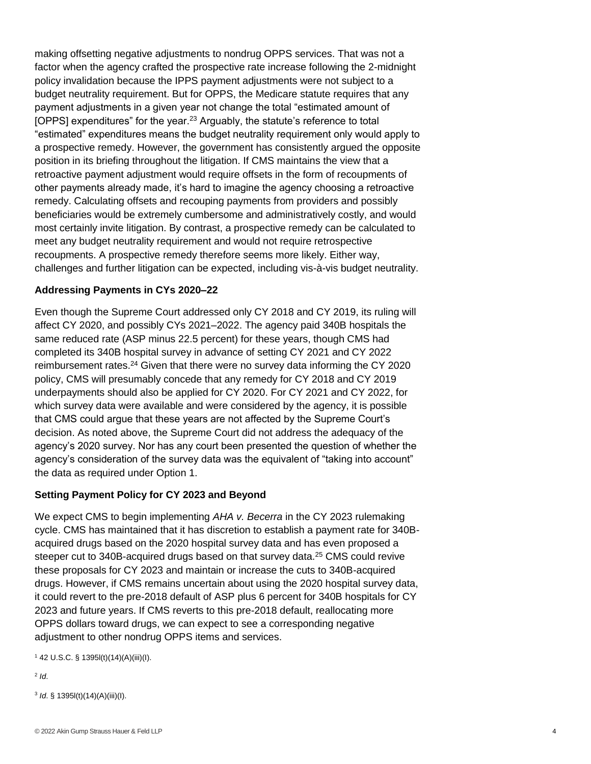making offsetting negative adjustments to nondrug OPPS services. That was not a factor when the agency crafted the prospective rate increase following the 2-midnight policy invalidation because the IPPS payment adjustments were not subject to a budget neutrality requirement. But for OPPS, the Medicare statute requires that any payment adjustments in a given year not change the total "estimated amount of [OPPS] expenditures" for the year.[23] Arguably, the statute's reference to total "estimated" expenditures means the budget neutrality requirement only would apply to a prospective remedy. However, the government has consistently argued the opposite position in its briefing throughout the litigation. If CMS maintains the view that a retroactive payment adjustment would require offsets in the form of recoupments of other payments already made, it's hard to imagine the agency choosing a retroactive remedy. Calculating offsets and recouping payments from providers and possibly beneficiaries would be extremely cumbersome and administratively costly, and would most certainly invite litigation. By contrast, a prospective remedy can be calculated to meet any budget neutrality requirement and would not require retrospective recoupments. A prospective remedy therefore seems more likely. Either way, challenges and further litigation can be expected, including vis-à-vis budget neutrality.

**Addressing Payments in CYs 2020–22**

Even though the Supreme Court addressed only CY 2018 and CY 2019, its ruling will affect CY 2020, and possibly CYs 2021–2022. The agency paid 340B hospitals the same reduced rate (ASP minus 22.5 percent) for these years, though CMS had completed its 340B hospital survey in advance of setting CY 2021 and CY 2022 reimbursement rates.[24] Given that there were no survey data informing the CY 2020 policy, CMS will presumably concede that any remedy for CY 2018 and CY 2019 underpayments should also be applied for CY 2020. For CY 2021 and CY 2022, for which survey data were available and were considered by the agency, it is possible that CMS could argue that these years are not affected by the Supreme Court's decision. As noted above, the Supreme Court did not address the adequacy of the agency's 2020 survey. Nor has any court been presented the question of whether the agency's consideration of the survey data was the equivalent of "taking into account" the data as required under Option 1.

**Setting Payment Policy for CY 2023 and Beyond**

We expect CMS to begin implementing *AHA v. Becerra* in the CY 2023 rulemaking cycle. CMS has maintained that it has discretion to establish a payment rate for 340B-acquired drugs based on the 2020 hospital survey data and has even proposed a steeper cut to 340B-acquired drugs based on that survey data.[25] CMS could revive these proposals for CY 2023 and maintain or increase the cuts to 340B-acquired drugs. However, if CMS remains uncertain about using the 2020 hospital survey data, it could revert to the pre-2018 default of ASP plus 6 percent for 340B hospitals for CY 2023 and future years. If CMS reverts to this pre-2018 default, reallocating more OPPS dollars toward drugs, we can expect to see a corresponding negative adjustment to other nondrug OPPS items and services.

[1] 42 U.S.C. § 1395l(t)(14)(A)(iii)(I).

[2] *Id.*

[3] *Id.* § 1395l(t)(14)(A)(iii)(I).

© 2022 Akin Gump Strauss Hauer & Feld LLP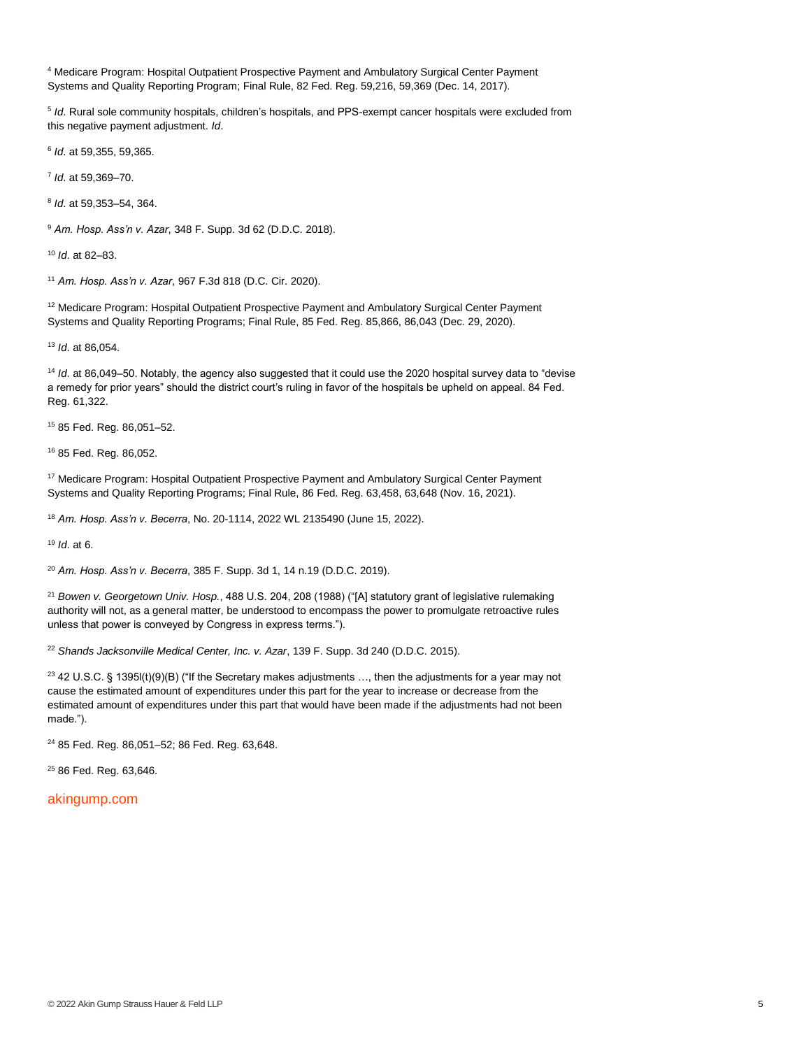[4] Medicare Program: Hospital Outpatient Prospective Payment and Ambulatory Surgical Center Payment Systems and Quality Reporting Program; Final Rule, 82 Fed. Reg. 59,216, 59,369 (Dec. 14, 2017).

[5] *Id*. Rural sole community hospitals, children's hospitals, and PPS-exempt cancer hospitals were excluded from this negative payment adjustment. *Id*.

[6] *Id*. at 59,355, 59,365.

[7] *Id*. at 59,369–70.

[8] *Id*. at 59,353–54, 364.

[9] *Am. Hosp. Ass'n v. Azar*, 348 F. Supp. 3d 62 (D.D.C. 2018).

[10] *Id*. at 82–83.

[11] *Am. Hosp. Ass'n v. Azar*, 967 F.3d 818 (D.C. Cir. 2020).

[12] Medicare Program: Hospital Outpatient Prospective Payment and Ambulatory Surgical Center Payment Systems and Quality Reporting Programs; Final Rule, 85 Fed. Reg. 85,866, 86,043 (Dec. 29, 2020).

[13] *Id*. at 86,054.

[14] *Id*. at 86,049–50. Notably, the agency also suggested that it could use the 2020 hospital survey data to "devise a remedy for prior years" should the district court's ruling in favor of the hospitals be upheld on appeal. 84 Fed. Reg. 61,322.

[15] 85 Fed. Reg. 86,051–52.

[16] 85 Fed. Reg. 86,052.

[17] Medicare Program: Hospital Outpatient Prospective Payment and Ambulatory Surgical Center Payment Systems and Quality Reporting Programs; Final Rule, 86 Fed. Reg. 63,458, 63,648 (Nov. 16, 2021).

[18] *Am. Hosp. Ass'n v. Becerra*, No. 20-1114, 2022 WL 2135490 (June 15, 2022).

[19] *Id*. at 6.

[20] *Am. Hosp. Ass'n v. Becerra*, 385 F. Supp. 3d 1, 14 n.19 (D.D.C. 2019).

[21] *Bowen v. Georgetown Univ. Hosp.*, 488 U.S. 204, 208 (1988) ("[A] statutory grant of legislative rulemaking authority will not, as a general matter, be understood to encompass the power to promulgate retroactive rules unless that power is conveyed by Congress in express terms.").

[22] *Shands Jacksonville Medical Center, Inc. v. Azar*, 139 F. Supp. 3d 240 (D.D.C. 2015).

[23] 42 U.S.C. § 1395l(t)(9)(B) ("If the Secretary makes adjustments …, then the adjustments for a year may not cause the estimated amount of expenditures under this part for the year to increase or decrease from the estimated amount of expenditures under this part that would have been made if the adjustments had not been made.").

[24] 85 Fed. Reg. 86,051–52; 86 Fed. Reg. 63,648.

[25] 86 Fed. Reg. 63,646.

akingump.com

© 2022 Akin Gump Strauss Hauer & Feld LLP